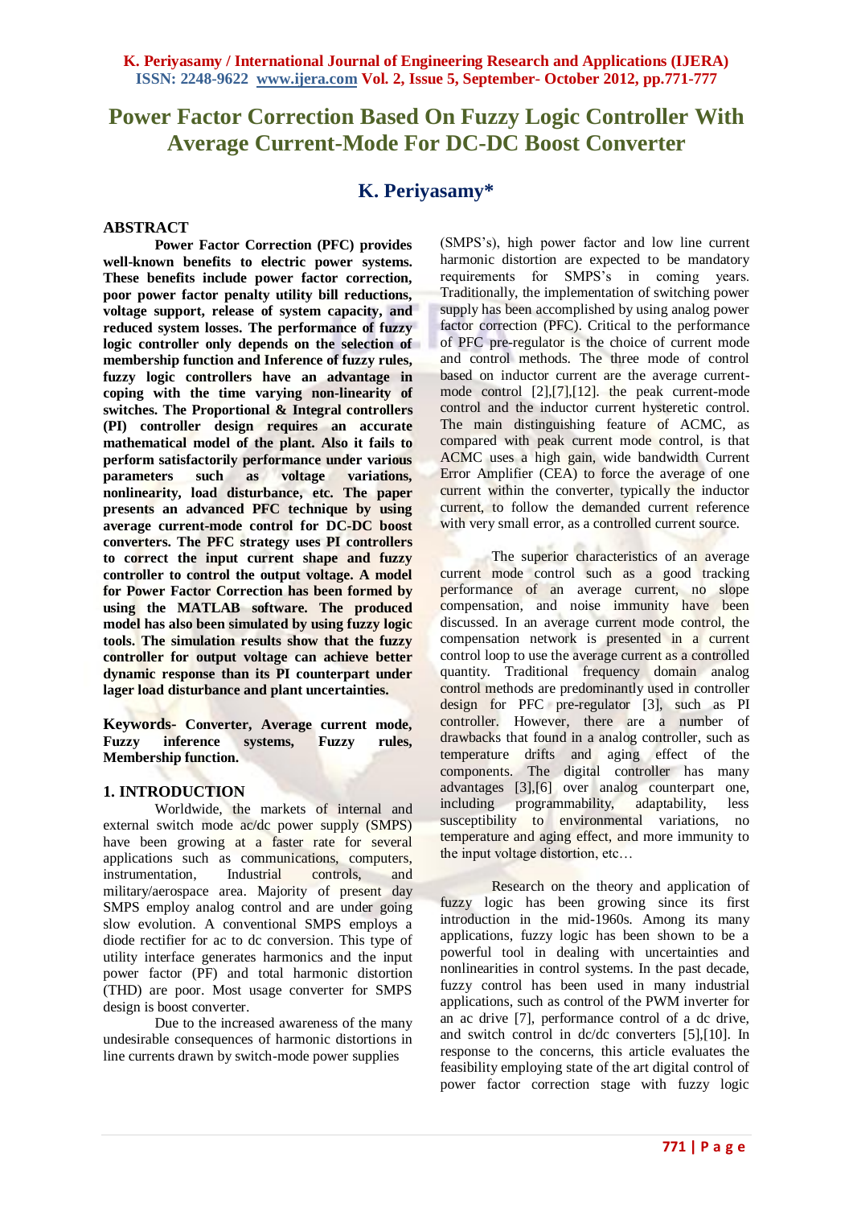# Power Factor Correction Based On Fuzzy Logic Controller With Average Current-Mode For DC-DC Boost Converter

## K. Periyasamy*

### ABSTRACT

**Power Factor Correction (PFC) provides well-known benefits to electric power systems. These benefits include power factor correction, poor power factor penalty utility bill reductions, voltage support, release of system capacity, and reduced system losses. The performance of fuzzy logic controller only depends on the selection of membership function and Inference of fuzzy rules, fuzzy logic controllers have an advantage in coping with the time varying non-linearity of switches. The Proportional & Integral controllers (PI) controller design requires an accurate mathematical model of the plant. Also it fails to perform satisfactorily performance under various parameters such as voltage variations, nonlinearity, load disturbance, etc. The paper presents an advanced PFC technique by using average current-mode control for DC-DC boost converters. The PFC strategy uses PI controllers to correct the input current shape and fuzzy controller to control the output voltage. A model for Power Factor Correction has been formed by using the MATLAB software. The produced model has also been simulated by using fuzzy logic tools. The simulation results show that the fuzzy controller for output voltage can achieve better dynamic response than its PI counterpart under lager load disturbance and plant uncertainties.**

**Keywords- Converter, Average current mode, Fuzzy inference systems, Fuzzy rules, Membership function.**

### 1. INTRODUCTION

Worldwide, the markets of internal and external switch mode ac/dc power supply (SMPS) have been growing at a faster rate for several applications such as communications, computers, instrumentation, Industrial controls, and military/aerospace area. Majority of present day SMPS employ analog control and are under going slow evolution. A conventional SMPS employs a diode rectifier for ac to dc conversion. This type of utility interface generates harmonics and the input power factor (PF) and total harmonic distortion (THD) are poor. Most usage converter for SMPS design is boost converter.

Due to the increased awareness of the many undesirable consequences of harmonic distortions in line currents drawn by switch-mode power supplies (SMPS's), high power factor and low line current harmonic distortion are expected to be mandatory requirements for SMPS's in coming years. Traditionally, the implementation of switching power supply has been accomplished by using analog power factor correction (PFC). Critical to the performance of PFC pre-regulator is the choice of current mode and control methods. The three mode of control based on inductor current are the average current-mode control [2],[7],[12]. the peak current-mode control and the inductor current hysteretic control. The main distinguishing feature of ACMC, as compared with peak current mode control, is that ACMC uses a high gain, wide bandwidth Current Error Amplifier (CEA) to force the average of one current within the converter, typically the inductor current, to follow the demanded current reference with very small error, as a controlled current source.

The superior characteristics of an average current mode control such as a good tracking performance of an average current, no slope compensation, and noise immunity have been discussed. In an average current mode control, the compensation network is presented in a current control loop to use the average current as a controlled quantity. Traditional frequency domain analog control methods are predominantly used in controller design for PFC pre-regulator [3], such as PI controller. However, there are a number of drawbacks that found in a analog controller, such as temperature drifts and aging effect of the components. The digital controller has many advantages [3],[6] over analog counterpart one, including programmability, adaptability, less susceptibility to environmental variations, no temperature and aging effect, and more immunity to the input voltage distortion, etc…

Research on the theory and application of fuzzy logic has been growing since its first introduction in the mid-1960s. Among its many applications, fuzzy logic has been shown to be a powerful tool in dealing with uncertainties and nonlinearities in control systems. In the past decade, fuzzy control has been used in many industrial applications, such as control of the PWM inverter for an ac drive [7], performance control of a dc drive, and switch control in dc/dc converters [5],[10]. In response to the concerns, this article evaluates the feasibility employing state of the art digital control of power factor correction stage with fuzzy logic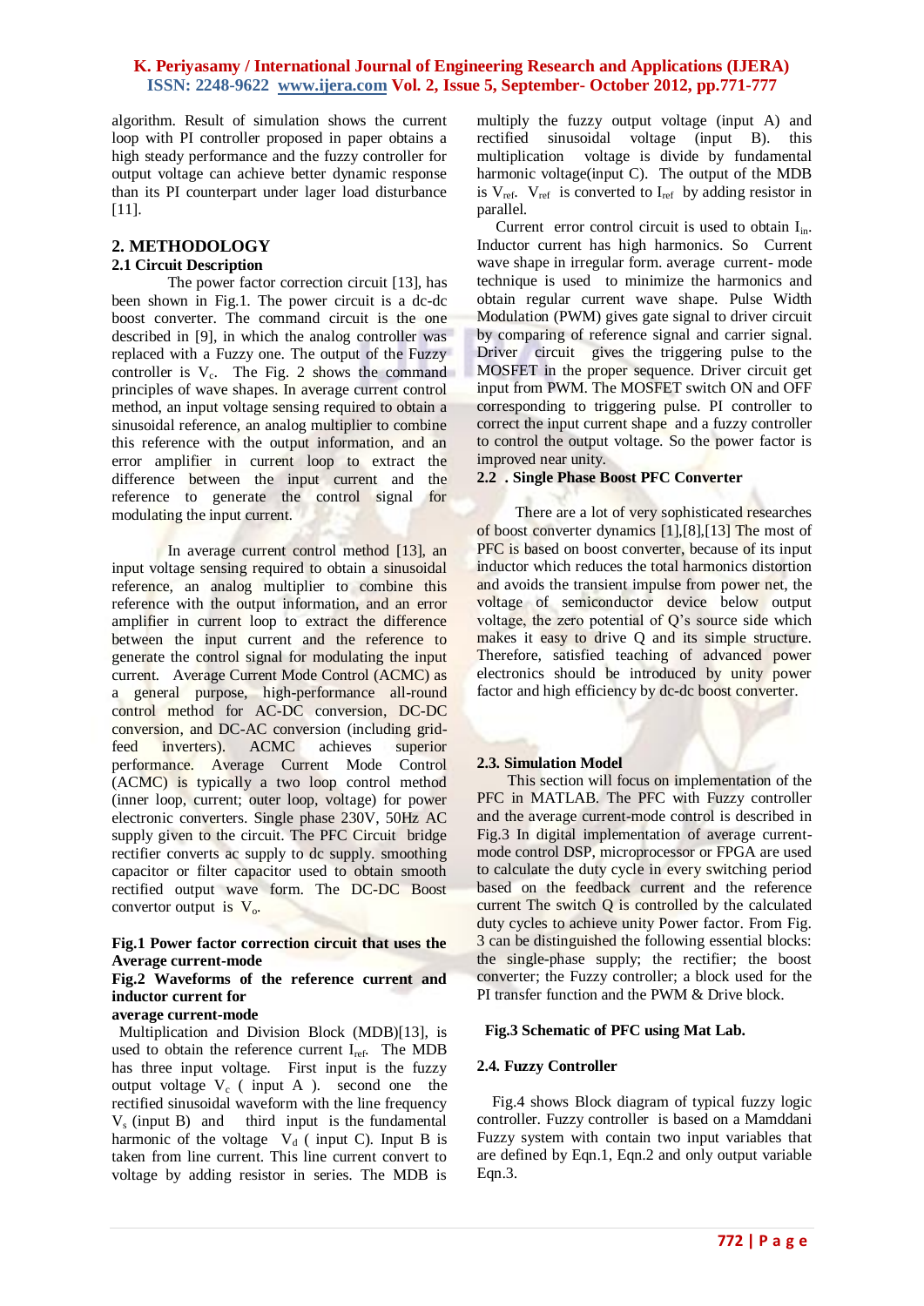algorithm. Result of simulation shows the current loop with PI controller proposed in paper obtains a high steady performance and the fuzzy controller for output voltage can achieve better dynamic response than its PI counterpart under lager load disturbance [11].

## 2. METHODOLOGY

### 2.1 Circuit Description

The power factor correction circuit [13], has been shown in Fig.1. The power circuit is a dc-dc boost converter. The command circuit is the one described in [9], in which the analog controller was replaced with a Fuzzy one. The output of the Fuzzy controller is $V_c$. The Fig. 2 shows the command principles of wave shapes. In average current control method, an input voltage sensing required to obtain a sinusoidal reference, an analog multiplier to combine this reference with the output information, and an error amplifier in current loop to extract the difference between the input current and the reference to generate the control signal for modulating the input current.

In average current control method [13], an input voltage sensing required to obtain a sinusoidal reference, an analog multiplier to combine this reference with the output information, and an error amplifier in current loop to extract the difference between the input current and the reference to generate the control signal for modulating the input current. Average Current Mode Control (ACMC) as a general purpose, high-performance all-round control method for AC-DC conversion, DC-DC conversion, and DC-AC conversion (including grid-feed inverters). ACMC achieves superior performance. Average Current Mode Control (ACMC) is typically a two loop control method (inner loop, current; outer loop, voltage) for power electronic converters. Single phase 230V, 50Hz AC supply given to the circuit. The PFC Circuit bridge rectifier converts ac supply to dc supply. smoothing capacitor or filter capacitor used to obtain smooth rectified output wave form. The DC-DC Boost convertor output is $V_o$.

**Fig.1 Power factor correction circuit that uses the Average current-mode**

**Fig.2 Waveforms of the reference current and inductor current for average current-mode**

Multiplication and Division Block (MDB)[13], is used to obtain the reference current $I_{ref}$. The MDB has three input voltage. First input is the fuzzy output voltage $V_c$ ( input A ). second one the rectified sinusoidal waveform with the line frequency $V_s$ (input B) and third input is the fundamental harmonic of the voltage $V_d$ ( input C). Input B is taken from line current. This line current convert to voltage by adding resistor in series. The MDB is multiply the fuzzy output voltage (input A) and rectified sinusoidal voltage (input B). this multiplication voltage is divide by fundamental harmonic voltage(input C). The output of the MDB is $V_{ref}$. $V_{ref}$ is converted to $I_{ref}$ by adding resistor in parallel.

Current error control circuit is used to obtain $I_{in}$. Inductor current has high harmonics. So Current wave shape in irregular form. average current- mode technique is used to minimize the harmonics and obtain regular current wave shape. Pulse Width Modulation (PWM) gives gate signal to driver circuit by comparing of reference signal and carrier signal. Driver circuit gives the triggering pulse to the MOSFET in the proper sequence. Driver circuit get input from PWM. The MOSFET switch ON and OFF corresponding to triggering pulse. PI controller to correct the input current shape and a fuzzy controller to control the output voltage. So the power factor is improved near unity.

### 2.2 . Single Phase Boost PFC Converter

There are a lot of very sophisticated researches of boost converter dynamics [1],[8],[13] The most of PFC is based on boost converter, because of its input inductor which reduces the total harmonics distortion and avoids the transient impulse from power net, the voltage of semiconductor device below output voltage, the zero potential of Q's source side which makes it easy to drive Q and its simple structure. Therefore, satisfied teaching of advanced power electronics should be introduced by unity power factor and high efficiency by dc-dc boost converter.

### 2.3. Simulation Model

This section will focus on implementation of the PFC in MATLAB. The PFC with Fuzzy controller and the average current-mode control is described in Fig.3 In digital implementation of average current-mode control DSP, microprocessor or FPGA are used to calculate the duty cycle in every switching period based on the feedback current and the reference current The switch Q is controlled by the calculated duty cycles to achieve unity Power factor. From Fig. 3 can be distinguished the following essential blocks: the single-phase supply; the rectifier; the boost converter; the Fuzzy controller; a block used for the PI transfer function and the PWM & Drive block.

**Fig.3 Schematic of PFC using Mat Lab.**

### 2.4. Fuzzy Controller

Fig.4 shows Block diagram of typical fuzzy logic controller. Fuzzy controller is based on a Mamddani Fuzzy system with contain two input variables that are defined by Eqn.1, Eqn.2 and only output variable Eqn.3.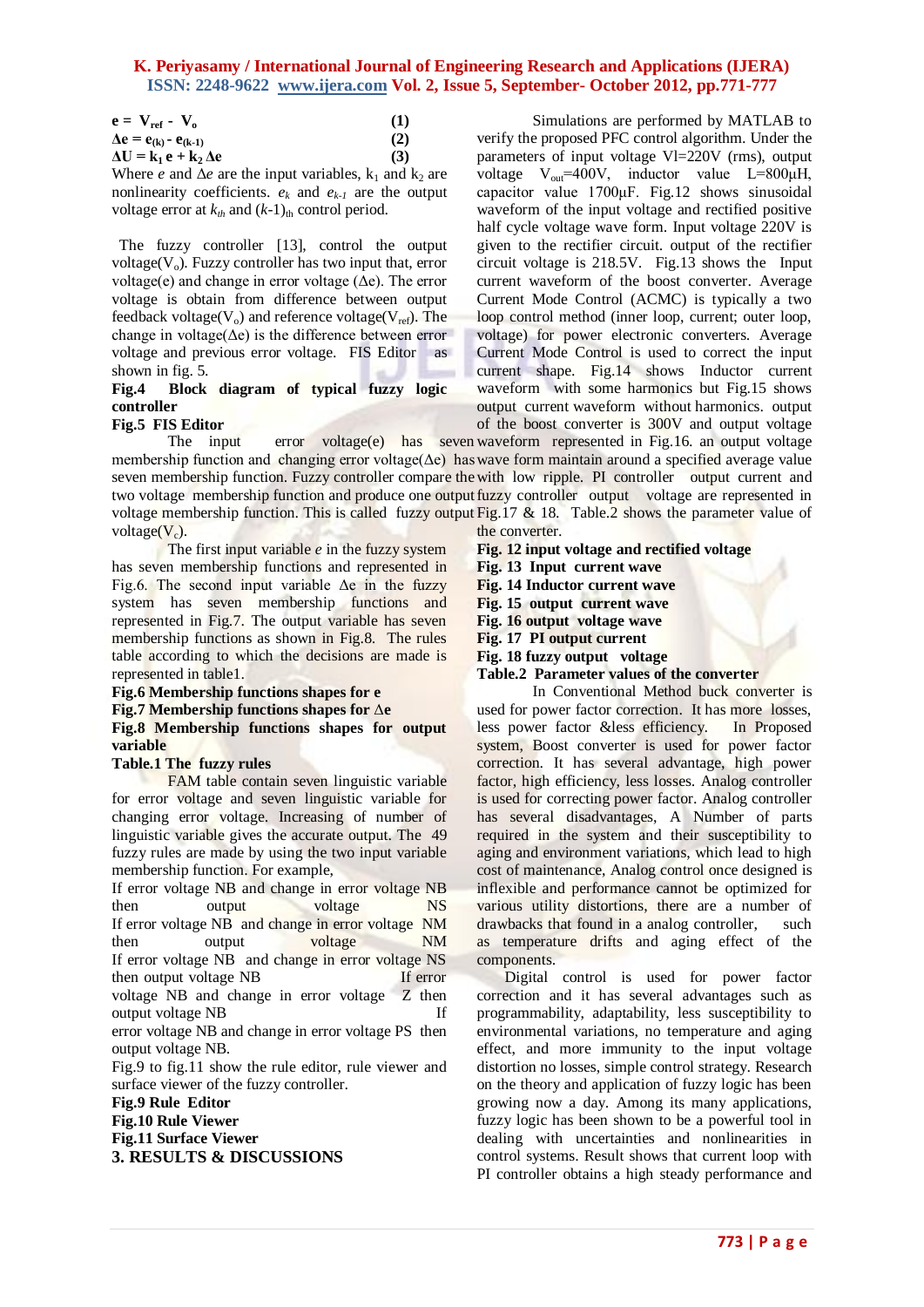$$\mathbf{e} = \mathbf{V_{ref}} - \mathbf{V_o} \quad (1)$$

$$\Delta\mathbf{e} = \mathbf{e_{(k)}} - \mathbf{e_{(k-1)}} \quad (2)$$

$$\Delta\mathbf{U} = \mathbf{k_1}\,\mathbf{e} + \mathbf{k_2}\,\Delta\mathbf{e} \quad (3)$$

Where $e$ and $\Delta e$ are the input variables, $k_1$ and $k_2$ are nonlinearity coefficients. $e_k$ and $e_{k-1}$ are the output voltage error at $k_{th}$ and $(k\text{-}1)_{th}$ control period.

The fuzzy controller [13], control the output voltage($V_o$). Fuzzy controller has two input that, error voltage(e) and change in error voltage ($\Delta$e). The error voltage is obtain from difference between output feedback voltage($V_o$) and reference voltage($V_{ref}$). The change in voltage($\Delta$e) is the difference between error voltage and previous error voltage. FIS Editor as shown in fig. 5.

**Fig.4 Block diagram of typical fuzzy logic controller**

**Fig.5 FIS Editor**

The input error voltage(e) has seven membership function and changing error voltage($\Delta$e) has seven membership function. Fuzzy controller compare the two voltage membership function and produce one output voltage membership function. This is called fuzzy output voltage($V_c$).

The first input variable $e$ in the fuzzy system has seven membership functions and represented in Fig.6. The second input variable $\Delta$e in the fuzzy system has seven membership functions and represented in Fig.7. The output variable has seven membership functions as shown in Fig.8. The rules table according to which the decisions are made is represented in table1.

**Fig.6 Membership functions shapes for e**

**Fig.7 Membership functions shapes for $\Delta$e**

**Fig.8 Membership functions shapes for output variable**

**Table.1 The fuzzy rules**

FAM table contain seven linguistic variable for error voltage and seven linguistic variable for changing error voltage. Increasing of number of linguistic variable gives the accurate output. The 49 fuzzy rules are made by using the two input variable membership function. For example,

If error voltage NB and change in error voltage NB then output voltage NS
If error voltage NB and change in error voltage NM then output voltage NM
If error voltage NB and change in error voltage NS then output voltage NB
If error voltage NB and change in error voltage Z then output voltage NB
If error voltage NB and change in error voltage PS then output voltage NB.

Fig.9 to fig.11 show the rule editor, rule viewer and surface viewer of the fuzzy controller.

**Fig.9 Rule Editor**

**Fig.10 Rule Viewer**

**Fig.11 Surface Viewer**

## 3. RESULTS & DISCUSSIONS

Simulations are performed by MATLAB to verify the proposed PFC control algorithm. Under the parameters of input voltage Vl=220V (rms), output voltage $V_{out}$=400V, inductor value L=800μH, capacitor value 1700μF. Fig.12 shows sinusoidal waveform of the input voltage and rectified positive half cycle voltage wave form. Input voltage 220V is given to the rectifier circuit. output of the rectifier circuit voltage is 218.5V. Fig.13 shows the Input current waveform of the boost converter. Average Current Mode Control (ACMC) is typically a two loop control method (inner loop, current; outer loop, voltage) for power electronic converters. Average Current Mode Control is used to correct the input current shape. Fig.14 shows Inductor current waveform with some harmonics but Fig.15 shows output current waveform without harmonics. output of the boost converter is 300V and output voltage waveform represented in Fig.16. an output voltage wave form maintain around a specified average value with low ripple. PI controller output current and fuzzy controller output voltage are represented in Fig.17 & 18. Table.2 shows the parameter value of the converter.

**Fig. 12 input voltage and rectified voltage**

**Fig. 13 Input current wave**

**Fig. 14 Inductor current wave**

**Fig. 15 output current wave**

**Fig. 16 output voltage wave**

**Fig. 17 PI output current**

**Fig. 18 fuzzy output voltage**

**Table.2 Parameter values of the converter**

In Conventional Method buck converter is used for power factor correction. It has more losses, less power factor &less efficiency. In Proposed system, Boost converter is used for power factor correction. It has several advantage, high power factor, high efficiency, less losses. Analog controller is used for correcting power factor. Analog controller has several disadvantages, A Number of parts required in the system and their susceptibility to aging and environment variations, which lead to high cost of maintenance, Analog control once designed is inflexible and performance cannot be optimized for various utility distortions, there are a number of drawbacks that found in a analog controller, such as temperature drifts and aging effect of the components.

Digital control is used for power factor correction and it has several advantages such as programmability, adaptability, less susceptibility to environmental variations, no temperature and aging effect, and more immunity to the input voltage distortion no losses, simple control strategy. Research on the theory and application of fuzzy logic has been growing now a day. Among its many applications, fuzzy logic has been shown to be a powerful tool in dealing with uncertainties and nonlinearities in control systems. Result shows that current loop with PI controller obtains a high steady performance and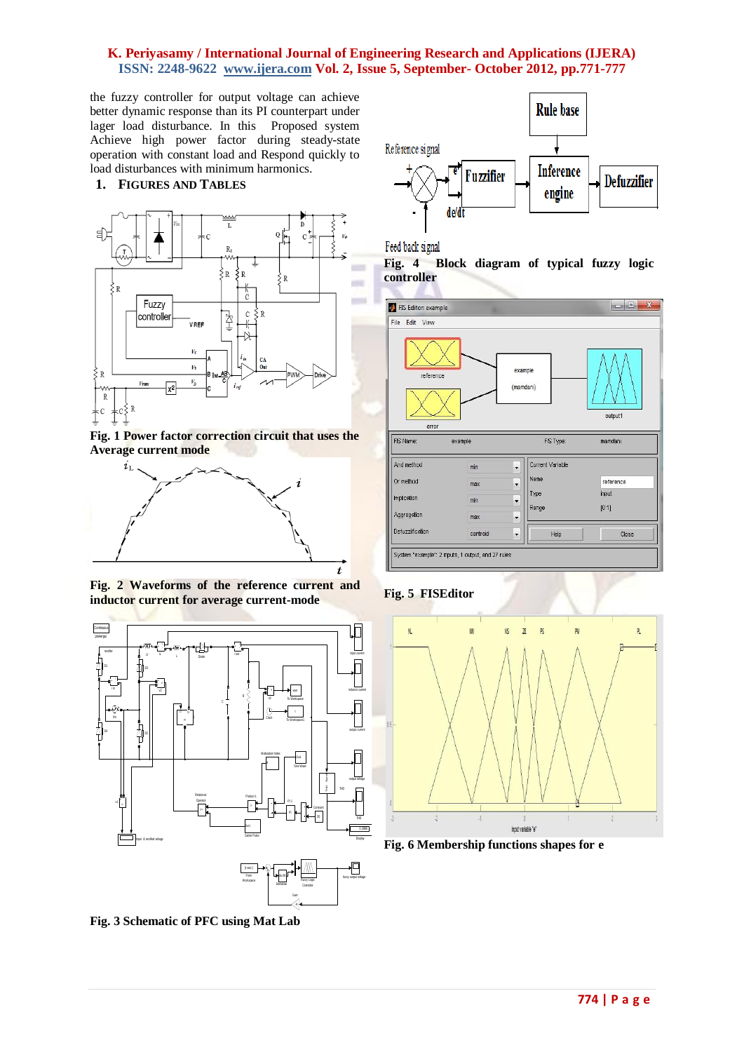the fuzzy controller for output voltage can achieve better dynamic response than its PI counterpart under lager load disturbance. In this Proposed system Achieve high power factor during steady-state operation with constant load and Respond quickly to load disturbances with minimum harmonics.

## 1. FIGURES AND TABLES

Fig. 1 Power factor correction circuit that uses the Average current mode

Fig. 2 Waveforms of the reference current and inductor current for average current-mode

Fig. 3 Schematic of PFC using Mat Lab

Fig. 4 Block diagram of typical fuzzy logic controller

Fig. 5 FISEditor

Fig. 6 Membership functions shapes for e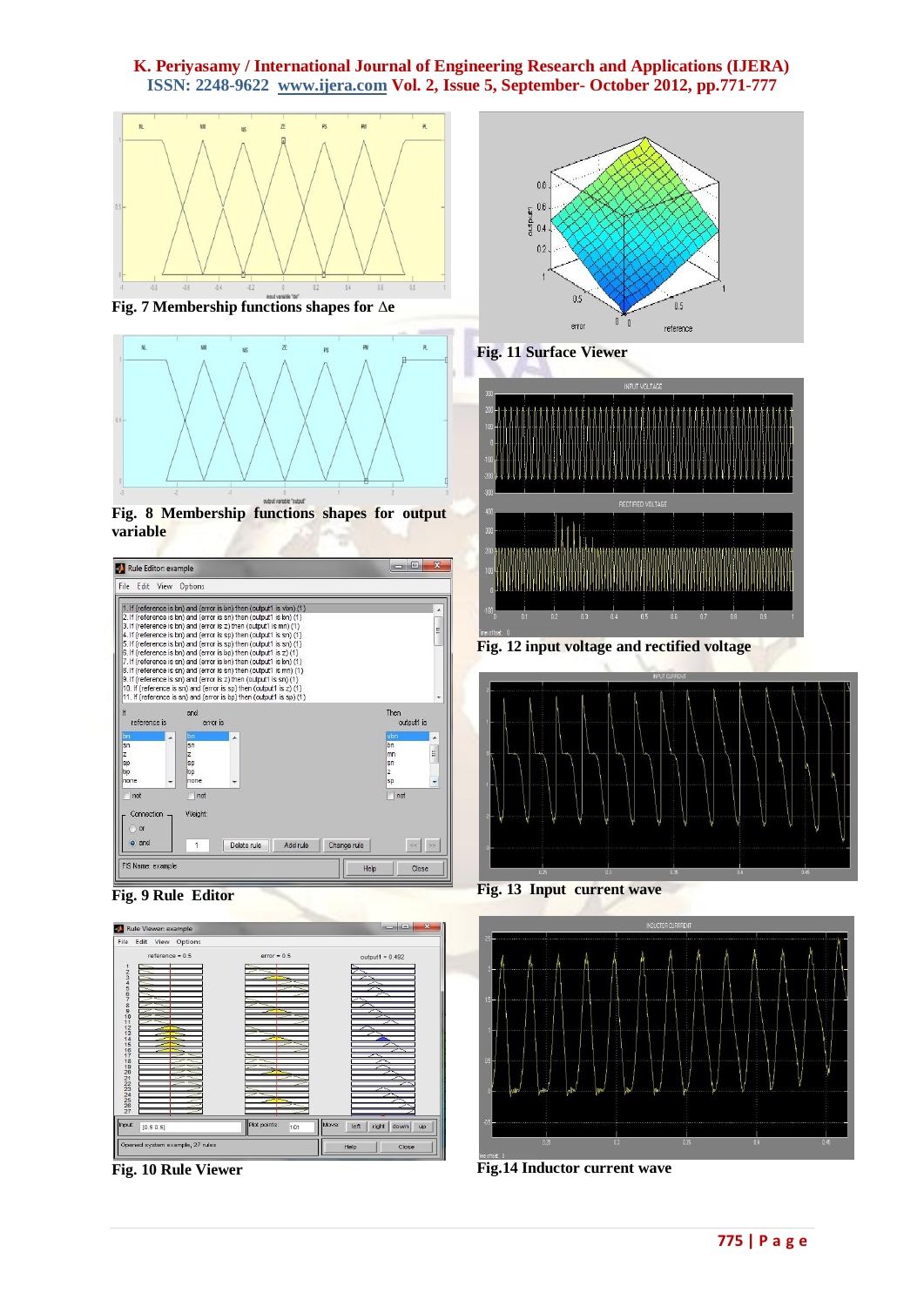Fig. 7 Membership functions shapes for $\Delta e$

Fig. 8 Membership functions shapes for output variable

Fig. 9 Rule Editor

Fig. 10 Rule Viewer

Fig. 11 Surface Viewer

Fig. 12 input voltage and rectified voltage

Fig. 13 Input current wave

Fig.14 Inductor current wave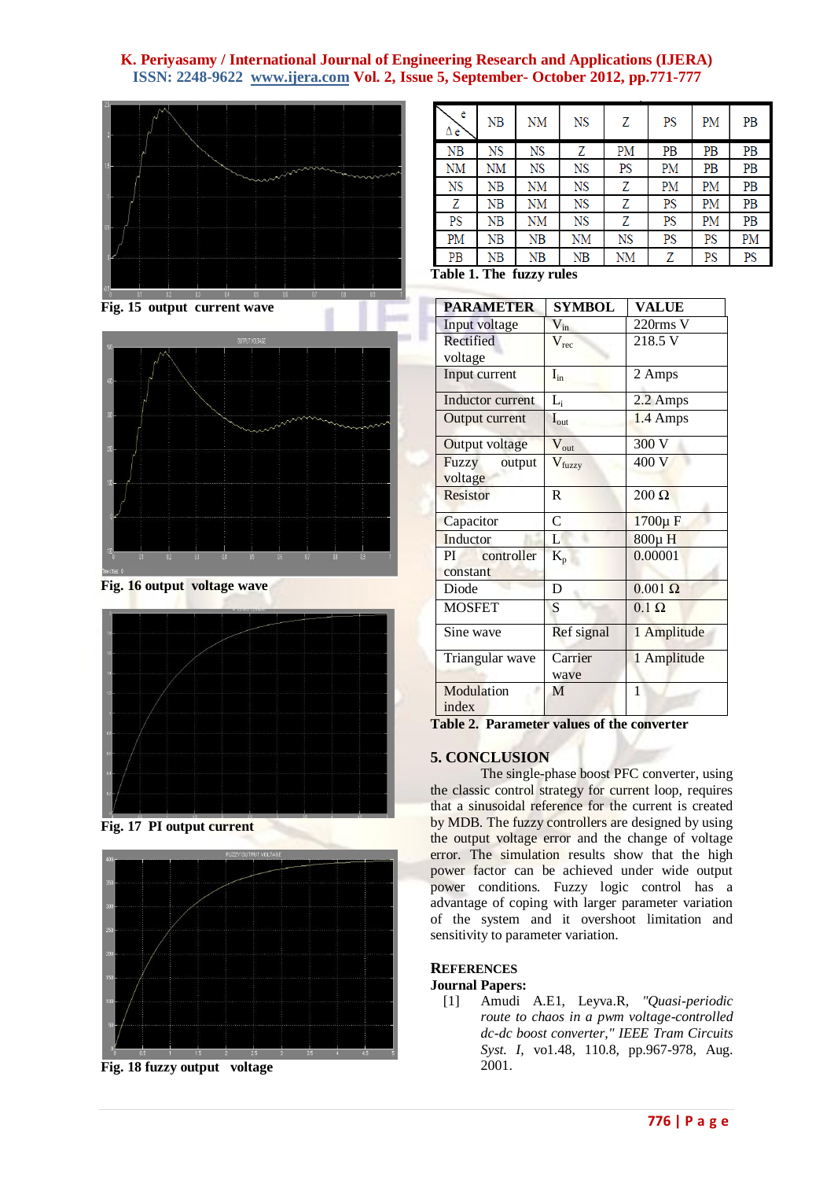Fig. 15 output current wave

Fig. 16 output voltage wave

Fig. 17 PI output current

Fig. 18 fuzzy output voltage

| e / Δe | NB | NM | NS | Z | PS | PM | PB |
|---|---|---|---|---|---|---|---|
| NB | NS | NS | Z | PM | PB | PB | PB |
| NM | NM | NS | NS | PS | PM | PB | PB |
| NS | NB | NM | NS | Z | PM | PM | PB |
| Z | NB | NM | NS | Z | PS | PM | PB |
| PS | NB | NM | NS | Z | PS | PM | PB |
| PM | NB | NB | NM | NS | PS | PS | PM |
| PB | NB | NB | NB | NM | Z | PS | PS |

**Table 1. The fuzzy rules**

| PARAMETER | SYMBOL | VALUE |
|---|---|---|
| Input voltage | $V_{in}$ | 220rms V |
| Rectified voltage | $V_{rec}$ | 218.5 V |
| Input current | $I_{in}$ | 2 Amps |
| Inductor current | $L_i$ | 2.2 Amps |
| Output current | $I_{out}$ | 1.4 Amps |
| Output voltage | $V_{out}$ | 300 V |
| Fuzzy output voltage | $V_{fuzzy}$ | 400 V |
| Resistor | R | 200 Ω |
| Capacitor | C | 1700μ F |
| Inductor | L | 800μ H |
| PI controller constant | $K_p$ | 0.00001 |
| Diode | D | 0.001 Ω |
| MOSFET | S | 0.1 Ω |
| Sine wave | Ref signal | 1 Amplitude |
| Triangular wave | Carrier wave | 1 Amplitude |
| Modulation index | M | 1 |

**Table 2. Parameter values of the converter**

## 5. CONCLUSION

The single-phase boost PFC converter, using the classic control strategy for current loop, requires that a sinusoidal reference for the current is created by MDB. The fuzzy controllers are designed by using the output voltage error and the change of voltage error. The simulation results show that the high power factor can be achieved under wide output power conditions. Fuzzy logic control has a advantage of coping with larger parameter variation of the system and it overshoot limitation and sensitivity to parameter variation.

## REFERENCES

**Journal Papers:**

[1] Amudi A.E1, Leyva.R, *"Quasi-periodic route to chaos in a pwm voltage-controlled dc-dc boost converter," IEEE Tram Circuits Syst. I,* vo1.48, 110.8, pp.967-978, Aug. 2001.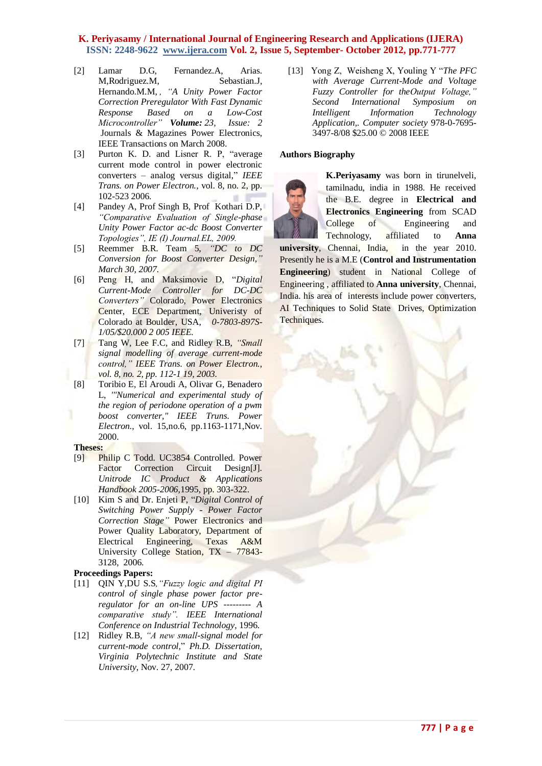[2] Lamar D.G, Fernandez.A, Arias. M,Rodriguez.M, Sebastian.J, Hernando.M.M, , *"A Unity Power Factor Correction Preregulator With Fast Dynamic Response Based on a Low-Cost Microcontroller"* ***Volume:*** *23, Issue: 2* Journals & Magazines Power Electronics, IEEE Transactions on March 2008.

[3] Purton K. D. and Lisner R. P, "average current mode control in power electronic converters – analog versus digital," *IEEE Trans. on Power Electron.*, vol. 8, no. 2, pp. 102-523 2006.

[4] Pandey A, Prof Singh B, Prof Kothari D.P, *"Comparative Evaluation of Single-phase Unity Power Factor ac-dc Boost Converter Topologies", IE (I) Journal.EL, 2009.*

[5] Reemmer B.R. Team 5, *"DC to DC Conversion for Boost Converter Design," March 30, 2007.*

[6] Peng H, and Maksimovie D, "*Digital Current-Mode Controller for DC-DC Converters"* Colorado, Power Electronics Center, ECE Department, Univeristy of Colorado at Boulder, USA, *0-7803-897S-1/05/$20.000 2 005 IEEE.*

[7] Tang W, Lee F.C, and Ridley R.B, *"Small signal modelling of average current-mode control," IEEE Trans. on Power Electron., vol. 8, no. 2, pp. 112-1 19, 2003.*

[8] Toribio E, El Aroudi A, Olivar G, Benadero L, *"'Numerical and experimental study of the region of periodone operation of a pwm boost converter," IEEE Truns. Power Electron.,* vol. 15,no.6, pp.1163-1171,Nov. 2000.

**Theses:**

[9] Philip C Todd. UC3854 Controlled. Power Factor Correction Circuit Design[J]. *Unitrode IC Product & Applications Handbook 2005-2006*,1995, pp. 303-322.

[10] Kim S and Dr. Enjeti P, "*Digital Control of Switching Power Supply - Power Factor Correction Stage"* Power Electronics and Power Quality Laboratory, Department of Electrical Engineering, Texas A&M University College Station, TX – 77843-3128, 2006.

**Proceedings Papers:**

[11] QIN Y,DU S.S,*"Fuzzy logic and digital PI control of single phase power factor pre-regulator for an on-line UPS --------- A comparative study". IEEE International Conference on Industrial Technology*, 1996.

[12] Ridley R.B, *"A new small-signal model for current-mode control,*" *Ph.D. Dissertation, Virginia Polytechnic Institute and State University*, Nov. 27, 2007.

[13] Yong Z, Weisheng X, Youling Y "*The PFC with Average Current-Mode and Voltage Fuzzy Controller for theOutput Voltage," Second International Symposium on Intelligent Information Technology Application,. Computer society* 978-0-7695-3497-8/08 $25.00 © 2008 IEEE

**Authors Biography**

**K.Periyasamy** was born in tirunelveli, tamilnadu, india in 1988. He received the B.E. degree in **Electrical and Electronics Engineering** from SCAD College of Engineering and Technology, affiliated to **Anna university**, Chennai, India, in the year 2010. Presently he is a M.E (**Control and Instrumentation Engineering**) student in National College of Engineering , affiliated to **Anna university**, Chennai, India. his area of interests include power converters, AI Techniques to Solid State Drives, Optimization Techniques.